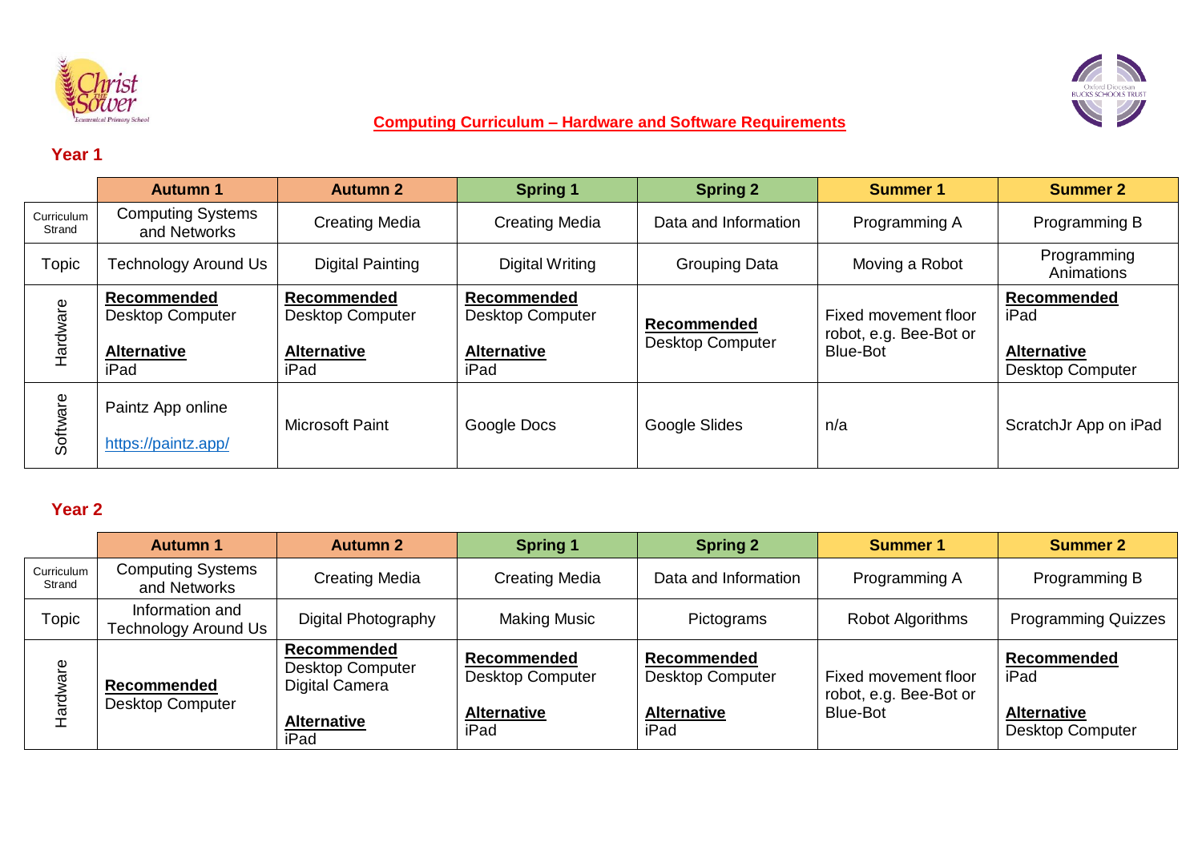# Computing Curriculum – Hardware and Software Requirements

## Year 1

| | Autumn 1 | Autumn 2 | Spring 1 | Spring 2 | Summer 1 | Summer 2 |
|---|---|---|---|---|---|---|
| Curriculum Strand | Computing Systems and Networks | Creating Media | Creating Media | Data and Information | Programming A | Programming B |
| Topic | Technology Around Us | Digital Painting | Digital Writing | Grouping Data | Moving a Robot | Programming Animations |
| Hardware | **Recommended** Desktop Computer<br>**Alternative** iPad | **Recommended** Desktop Computer<br>**Alternative** iPad | **Recommended** Desktop Computer<br>**Alternative** iPad | **Recommended** Desktop Computer | Fixed movement floor robot, e.g. Bee-Bot or Blue-Bot | **Recommended** iPad<br>**Alternative** Desktop Computer |
| Software | Paintz App online<br>https://paintz.app/ | Microsoft Paint | Google Docs | Google Slides | n/a | ScratchJr App on iPad |

## Year 2

| | Autumn 1 | Autumn 2 | Spring 1 | Spring 2 | Summer 1 | Summer 2 |
|---|---|---|---|---|---|---|
| Curriculum Strand | Computing Systems and Networks | Creating Media | Creating Media | Data and Information | Programming A | Programming B |
| Topic | Information and Technology Around Us | Digital Photography | Making Music | Pictograms | Robot Algorithms | Programming Quizzes |
| Hardware | **Recommended** Desktop Computer | **Recommended** Desktop Computer Digital Camera<br>**Alternative** iPad | **Recommended** Desktop Computer<br>**Alternative** iPad | **Recommended** Desktop Computer<br>**Alternative** iPad | Fixed movement floor robot, e.g. Bee-Bot or Blue-Bot | **Recommended** iPad<br>**Alternative** Desktop Computer |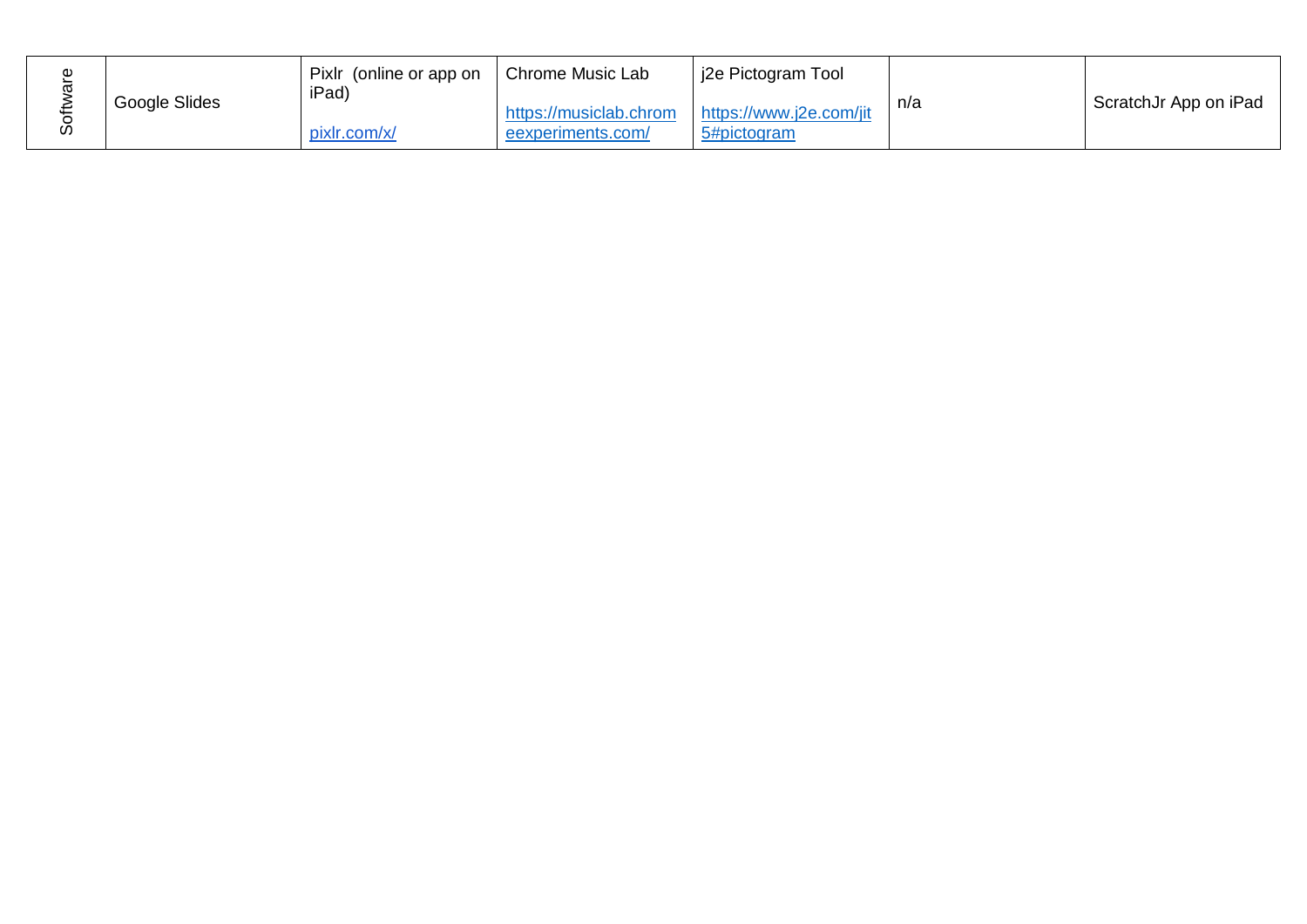| Software | Google Slides | Pixlr (online or app on iPad)<br><br>pixlr.com/x/ | Chrome Music Lab<br><br>https://musiclab.chromeexperiments.com/ | j2e Pictogram Tool<br><br>https://www.j2e.com/jit5#pictogram | n/a | ScratchJr App on iPad |
|---|---|---|---|---|---|---|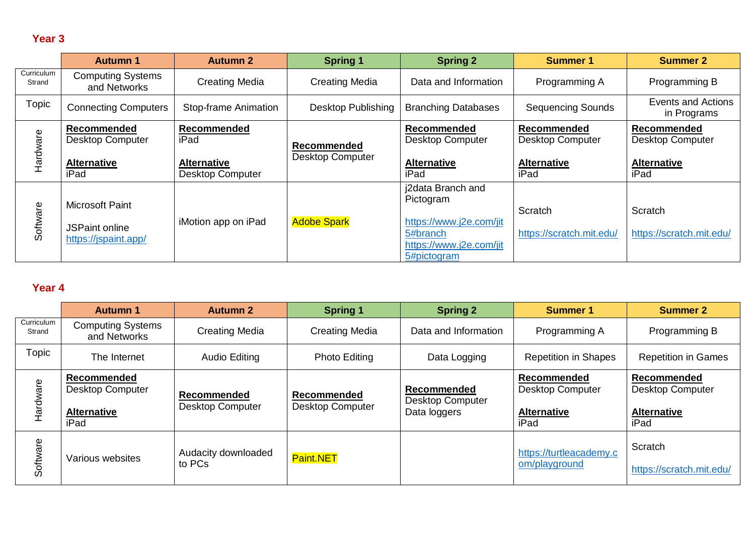## Year 3

| | Autumn 1 | Autumn 2 | Spring 1 | Spring 2 | Summer 1 | Summer 2 |
|---|---|---|---|---|---|---|
| Curriculum Strand | Computing Systems and Networks | Creating Media | Creating Media | Data and Information | Programming A | Programming B |
| Topic | Connecting Computers | Stop-frame Animation | Desktop Publishing | Branching Databases | Sequencing Sounds | Events and Actions in Programs |
| Hardware | **Recommended** Desktop Computer **Alternative** iPad | **Recommended** iPad **Alternative** Desktop Computer | **Recommended** Desktop Computer | **Recommended** Desktop Computer **Alternative** iPad | **Recommended** Desktop Computer **Alternative** iPad | **Recommended** Desktop Computer **Alternative** iPad |
| Software | Microsoft Paint JSPaint online https://jspaint.app/ | iMotion app on iPad | Adobe Spark | j2data Branch and Pictogram https://www.j2e.com/jit5#branch https://www.j2e.com/jit5#pictogram | Scratch https://scratch.mit.edu/ | Scratch https://scratch.mit.edu/ |

## Year 4

| | Autumn 1 | Autumn 2 | Spring 1 | Spring 2 | Summer 1 | Summer 2 |
|---|---|---|---|---|---|---|
| Curriculum Strand | Computing Systems and Networks | Creating Media | Creating Media | Data and Information | Programming A | Programming B |
| Topic | The Internet | Audio Editing | Photo Editing | Data Logging | Repetition in Shapes | Repetition in Games |
| Hardware | **Recommended** Desktop Computer **Alternative** iPad | **Recommended** Desktop Computer | **Recommended** Desktop Computer | **Recommended** Desktop Computer Data loggers | **Recommended** Desktop Computer **Alternative** iPad | **Recommended** Desktop Computer **Alternative** iPad |
| Software | Various websites | Audacity downloaded to PCs | Paint.NET | | https://turtleacademy.com/playground | Scratch https://scratch.mit.edu/ |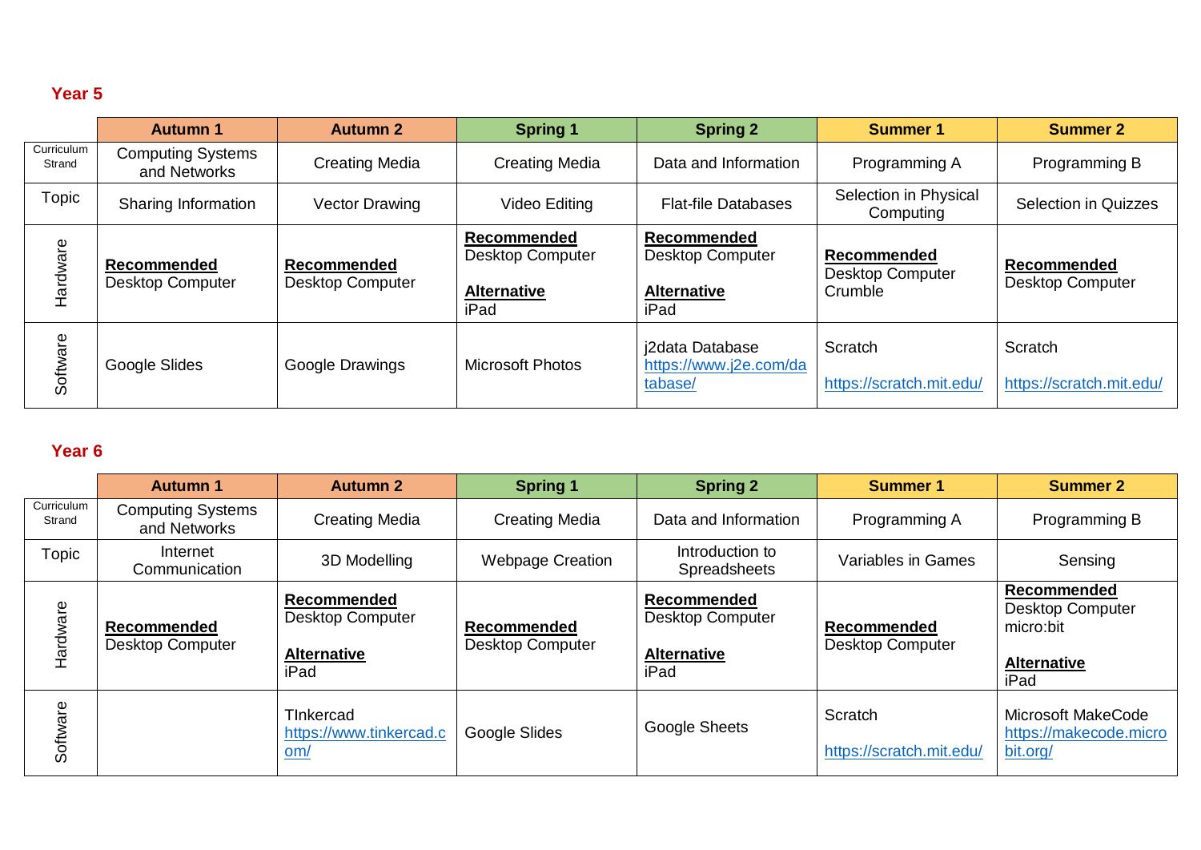## Year 5

| | Autumn 1 | Autumn 2 | Spring 1 | Spring 2 | Summer 1 | Summer 2 |
|---|---|---|---|---|---|---|
| Curriculum Strand | Computing Systems and Networks | Creating Media | Creating Media | Data and Information | Programming A | Programming B |
| Topic | Sharing Information | Vector Drawing | Video Editing | Flat-file Databases | Selection in Physical Computing | Selection in Quizzes |
| Hardware | **Recommended** Desktop Computer | **Recommended** Desktop Computer | **Recommended** Desktop Computer **Alternative** iPad | **Recommended** Desktop Computer **Alternative** iPad | **Recommended** Desktop Computer Crumble | **Recommended** Desktop Computer |
| Software | Google Slides | Google Drawings | Microsoft Photos | j2data Database https://www.j2e.com/database/ | Scratch https://scratch.mit.edu/ | Scratch https://scratch.mit.edu/ |

## Year 6

| | Autumn 1 | Autumn 2 | Spring 1 | Spring 2 | Summer 1 | Summer 2 |
|---|---|---|---|---|---|---|
| Curriculum Strand | Computing Systems and Networks | Creating Media | Creating Media | Data and Information | Programming A | Programming B |
| Topic | Internet Communication | 3D Modelling | Webpage Creation | Introduction to Spreadsheets | Variables in Games | Sensing |
| Hardware | **Recommended** Desktop Computer | **Recommended** Desktop Computer **Alternative** iPad | **Recommended** Desktop Computer | **Recommended** Desktop Computer **Alternative** iPad | **Recommended** Desktop Computer | **Recommended** Desktop Computer micro:bit **Alternative** iPad |
| Software | | TInkercad https://www.tinkercad.com/ | Google Slides | Google Sheets | Scratch https://scratch.mit.edu/ | Microsoft MakeCode https://makecode.microbit.org/ |